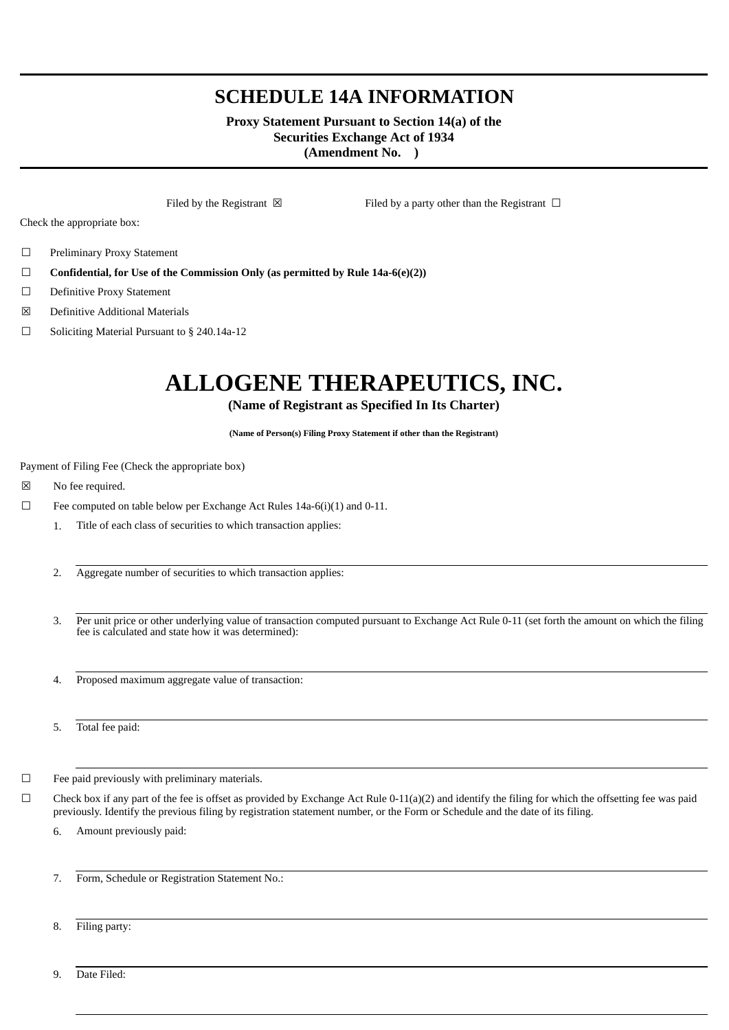# SCHEDULE 14A INFORMATION

**Proxy Statement Pursuant to Section 14(a) of the Securities Exchange Act of 1934 (Amendment No. )**

Filed by the Registrant ☒ Filed by a party other than the Registrant ☐

Check the appropriate box:

☐ Preliminary Proxy Statement

☐ **Confidential, for Use of the Commission Only (as permitted by Rule 14a-6(e)(2))**

☐ Definitive Proxy Statement

☒ Definitive Additional Materials

☐ Soliciting Material Pursuant to § 240.14a-12

# ALLOGENE THERAPEUTICS, INC.

**(Name of Registrant as Specified In Its Charter)**

**(Name of Person(s) Filing Proxy Statement if other than the Registrant)**

Payment of Filing Fee (Check the appropriate box)

☒ No fee required.

☐ Fee computed on table below per Exchange Act Rules 14a-6(i)(1) and 0-11.

1. Title of each class of securities to which transaction applies:

2. Aggregate number of securities to which transaction applies:

3. Per unit price or other underlying value of transaction computed pursuant to Exchange Act Rule 0-11 (set forth the amount on which the filing fee is calculated and state how it was determined):

4. Proposed maximum aggregate value of transaction:

5. Total fee paid:

☐ Fee paid previously with preliminary materials.

☐ Check box if any part of the fee is offset as provided by Exchange Act Rule 0-11(a)(2) and identify the filing for which the offsetting fee was paid previously. Identify the previous filing by registration statement number, or the Form or Schedule and the date of its filing.

6. Amount previously paid:

7. Form, Schedule or Registration Statement No.:

8. Filing party:

9. Date Filed: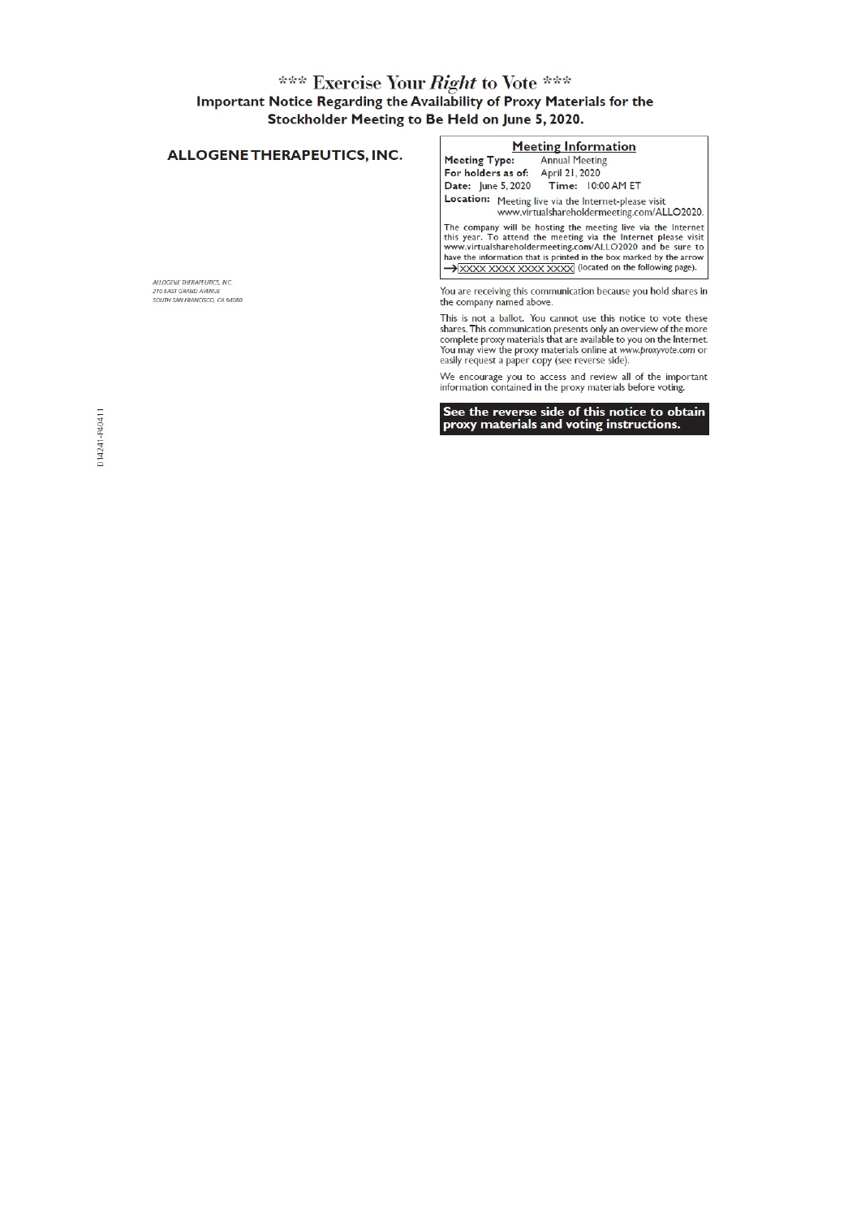# *** Exercise Your *Right* to Vote ***

## Important Notice Regarding the Availability of Proxy Materials for the Stockholder Meeting to Be Held on June 5, 2020.

### ALLOGENE THERAPEUTICS, INC.

ALLOGENE THERAPEUTICS, INC.
210 EAST GRAND AVENUE
SOUTH SAN FRANCISCO, CA 94080

D14241-P40411

**Meeting Information**

**Meeting Type:** Annual Meeting
**For holders as of:** April 21, 2020
**Date:** June 5, 2020 **Time:** 10:00 AM ET
**Location:** Meeting live via the Internet-please visit www.virtualshareholdermeeting.com/ALLO2020.

**The company will be hosting the meeting live via the Internet this year. To attend the meeting via the Internet please visit www.virtualshareholdermeeting.com/ALLO2020 and be sure to have the information that is printed in the box marked by the arrow → XXXX XXXX XXXX XXXX (located on the following page).**

You are receiving this communication because you hold shares in the company named above.

This is not a ballot. You cannot use this notice to vote these shares. This communication presents only an overview of the more complete proxy materials that are available to you on the Internet. You may view the proxy materials online at *www.proxyvote.com* or easily request a paper copy (see reverse side).

We encourage you to access and review all of the important information contained in the proxy materials before voting.

**See the reverse side of this notice to obtain proxy materials and voting instructions.**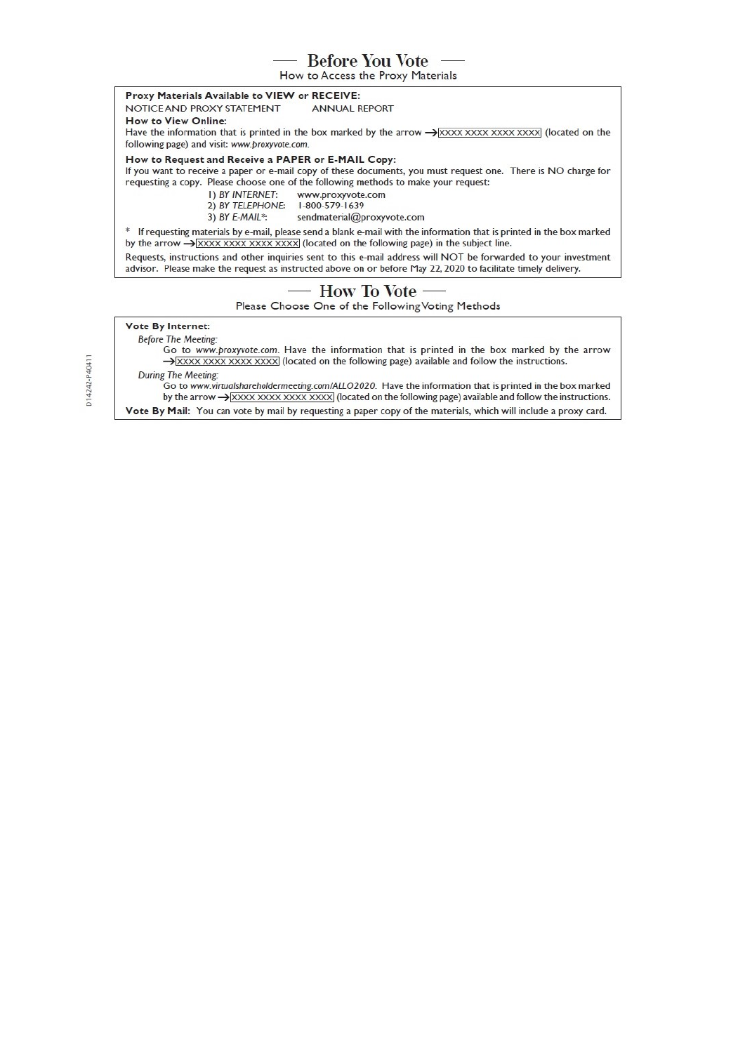## Before You Vote

How to Access the Proxy Materials

**Proxy Materials Available to VIEW or RECEIVE:**

NOTICE AND PROXY STATEMENT          ANNUAL REPORT

**How to View Online:**

Have the information that is printed in the box marked by the arrow → XXXX XXXX XXXX XXXX (located on the following page) and visit: *www.proxyvote.com.*

**How to Request and Receive a PAPER or E-MAIL Copy:**

If you want to receive a paper or e-mail copy of these documents, you must request one. There is NO charge for requesting a copy. Please choose one of the following methods to make your request:

1) *BY INTERNET:* www.proxyvote.com
2) *BY TELEPHONE:* 1-800-579-1639
3) *BY E-MAIL*:* sendmaterial@proxyvote.com

\* If requesting materials by e-mail, please send a blank e-mail with the information that is printed in the box marked by the arrow → XXXX XXXX XXXX XXXX (located on the following page) in the subject line.

Requests, instructions and other inquiries sent to this e-mail address will NOT be forwarded to your investment advisor. Please make the request as instructed above on or before May 22, 2020 to facilitate timely delivery.

## How To Vote

Please Choose One of the Following Voting Methods

**Vote By Internet:**

*Before The Meeting:*

Go to *www.proxyvote.com*. Have the information that is printed in the box marked by the arrow → XXXX XXXX XXXX XXXX (located on the following page) available and follow the instructions.

*During The Meeting:*

Go to *www.virtualshareholdermeeting.com/ALLO2020*. Have the information that is printed in the box marked by the arrow → XXXX XXXX XXXX XXXX (located on the following page) available and follow the instructions.

**Vote By Mail:** You can vote by mail by requesting a paper copy of the materials, which will include a proxy card.

D14242-P40411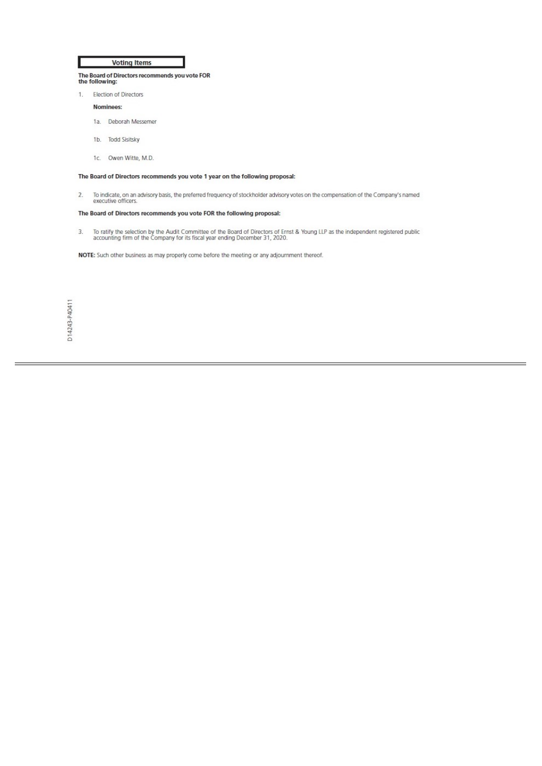## Voting Items

**The Board of Directors recommends you vote FOR the following:**

1. Election of Directors

   **Nominees:**

   1a. Deborah Messemer

   1b. Todd Sisitsky

   1c. Owen Witte, M.D.

**The Board of Directors recommends you vote 1 year on the following proposal:**

2. To indicate, on an advisory basis, the preferred frequency of stockholder advisory votes on the compensation of the Company's named executive officers.

**The Board of Directors recommends you vote FOR the following proposal:**

3. To ratify the selection by the Audit Committee of the Board of Directors of Ernst & Young LLP as the independent registered public accounting firm of the Company for its fiscal year ending December 31, 2020.

**NOTE:** Such other business as may properly come before the meeting or any adjournment thereof.

D14243-P40411